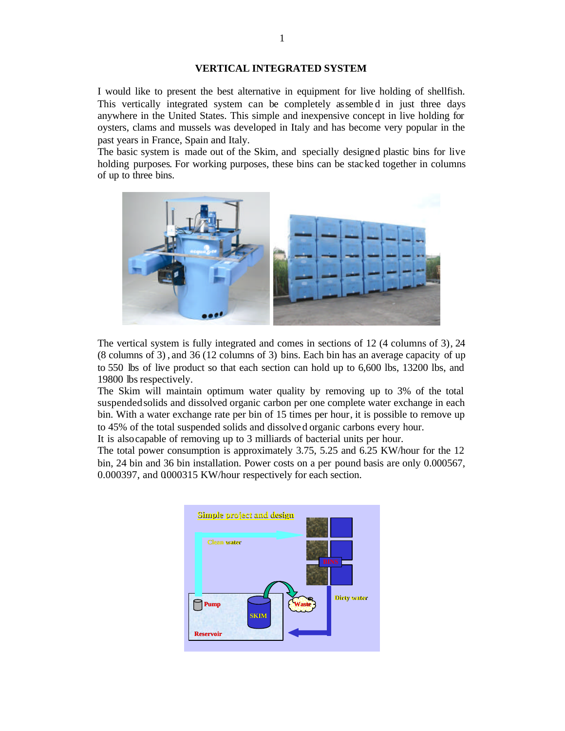**VERTICAL INTEGRATED SYSTEM**

I would like to present the best alternative in equipment for live holding of shellfish. This vertically integrated system can be completely assembled in just three days anywhere in the United States. This simple and inexpensive concept in live holding for oysters, clams and mussels was developed in Italy and has become very popular in the past years in France, Spain and Italy.

The basic system is made out of the Skim, and specially designed plastic bins for live holding purposes. For working purposes, these bins can be stacked together in columns of up to three bins.

The vertical system is fully integrated and comes in sections of 12 (4 columns of 3), 24 (8 columns of 3), and 36 (12 columns of 3) bins. Each bin has an average capacity of up to 550 lbs of live product so that each section can hold up to 6,600 lbs, 13200 lbs, and 19800 lbs respectively.

The Skim will maintain optimum water quality by removing up to 3% of the total suspended solids and dissolved organic carbon per one complete water exchange in each bin. With a water exchange rate per bin of 15 times per hour, it is possible to remove up to 45% of the total suspended solids and dissolved organic carbons every hour.

It is also capable of removing up to 3 milliards of bacterial units per hour.

The total power consumption is approximately 3.75, 5.25 and 6.25 KW/hour for the 12 bin, 24 bin and 36 bin installation. Power costs on a per pound basis are only 0.000567, 0.000397, and 0.000315 KW/hour respectively for each section.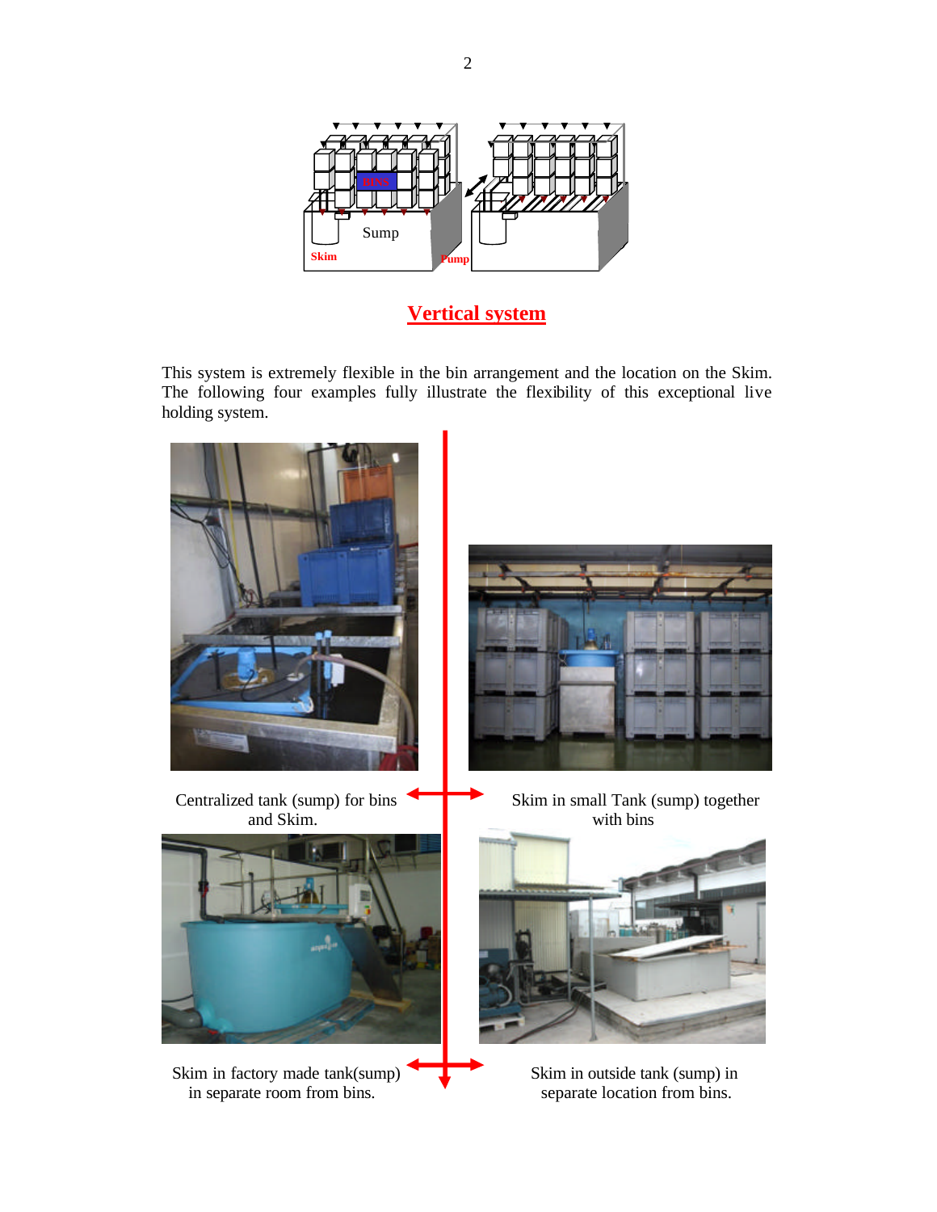## Vertical system

This system is extremely flexible in the bin arrangement and the location on the Skim. The following four examples fully illustrate the flexibility of this exceptional live holding system.

Centralized tank (sump) for bins and Skim.

Skim in small Tank (sump) together with bins

Skim in factory made tank(sump) in separate room from bins.

Skim in outside tank (sump) in separate location from bins.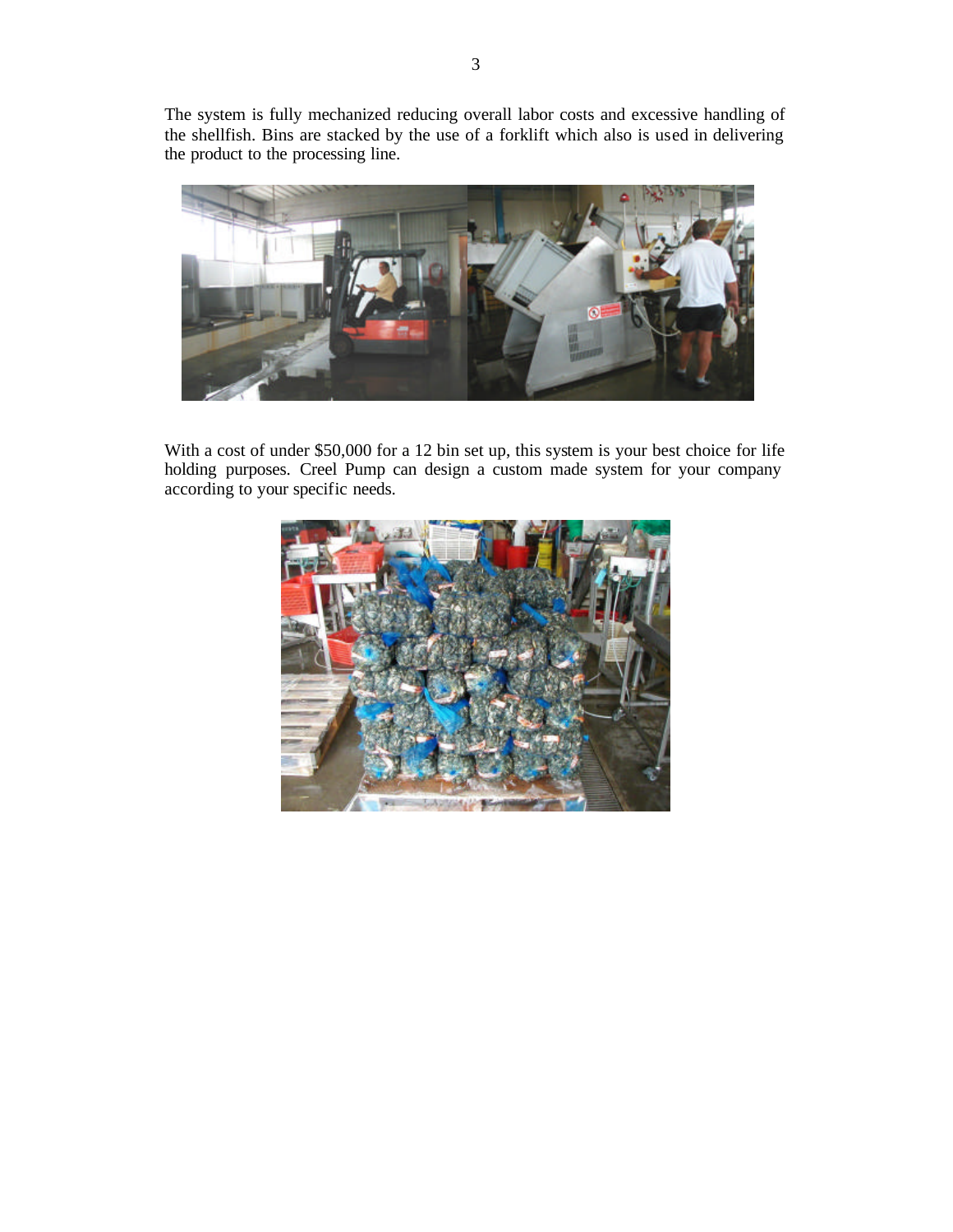The system is fully mechanized reducing overall labor costs and excessive handling of the shellfish. Bins are stacked by the use of a forklift which also is used in delivering the product to the processing line.

With a cost of under $50,000 for a 12 bin set up, this system is your best choice for life holding purposes. Creel Pump can design a custom made system for your company according to your specific needs.